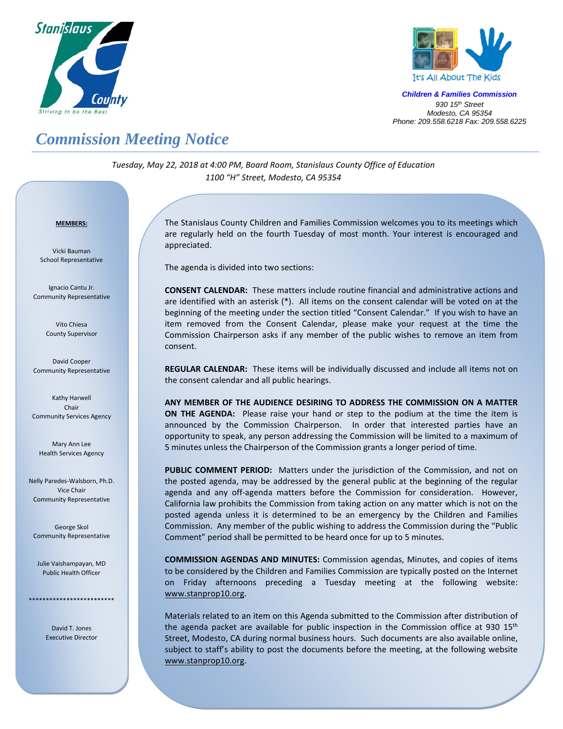Stanislaus County
Striving to be the Best

It's All About The Kids

***Children & Families Commission***
*930 15th Street*
*Modesto, CA 95354*
*Phone: 209.558.6218 Fax: 209.558.6225*

# *Commission Meeting Notice*

*Tuesday, May 22, 2018 at 4:00 PM, Board Room, Stanislaus County Office of Education*
*1100 "H" Street, Modesto, CA 95354*

**MEMBERS:**

Vicki Bauman
School Representative

Ignacio Cantu Jr.
Community Representative

Vito Chiesa
County Supervisor

David Cooper
Community Representative

Kathy Harwell
Chair
Community Services Agency

Mary Ann Lee
Health Services Agency

Nelly Paredes-Walsborn, Ph.D.
Vice Chair
Community Representative

George Skol
Community Representative

Julie Vaishampayan, MD
Public Health Officer

*************************

David T. Jones
Executive Director

The Stanislaus County Children and Families Commission welcomes you to its meetings which are regularly held on the fourth Tuesday of most month. Your interest is encouraged and appreciated.

The agenda is divided into two sections:

**CONSENT CALENDAR:** These matters include routine financial and administrative actions and are identified with an asterisk (*). All items on the consent calendar will be voted on at the beginning of the meeting under the section titled "Consent Calendar." If you wish to have an item removed from the Consent Calendar, please make your request at the time the Commission Chairperson asks if any member of the public wishes to remove an item from consent.

**REGULAR CALENDAR:** These items will be individually discussed and include all items not on the consent calendar and all public hearings.

**ANY MEMBER OF THE AUDIENCE DESIRING TO ADDRESS THE COMMISSION ON A MATTER ON THE AGENDA:** Please raise your hand or step to the podium at the time the item is announced by the Commission Chairperson. In order that interested parties have an opportunity to speak, any person addressing the Commission will be limited to a maximum of 5 minutes unless the Chairperson of the Commission grants a longer period of time.

**PUBLIC COMMENT PERIOD:** Matters under the jurisdiction of the Commission, and not on the posted agenda, may be addressed by the general public at the beginning of the regular agenda and any off-agenda matters before the Commission for consideration. However, California law prohibits the Commission from taking action on any matter which is not on the posted agenda unless it is determined to be an emergency by the Children and Families Commission. Any member of the public wishing to address the Commission during the "Public Comment" period shall be permitted to be heard once for up to 5 minutes.

**COMMISSION AGENDAS AND MINUTES:** Commission agendas, Minutes, and copies of items to be considered by the Children and Families Commission are typically posted on the Internet on Friday afternoons preceding a Tuesday meeting at the following website: www.stanprop10.org.

Materials related to an item on this Agenda submitted to the Commission after distribution of the agenda packet are available for public inspection in the Commission office at 930 15th Street, Modesto, CA during normal business hours. Such documents are also available online, subject to staff's ability to post the documents before the meeting, at the following website www.stanprop10.org.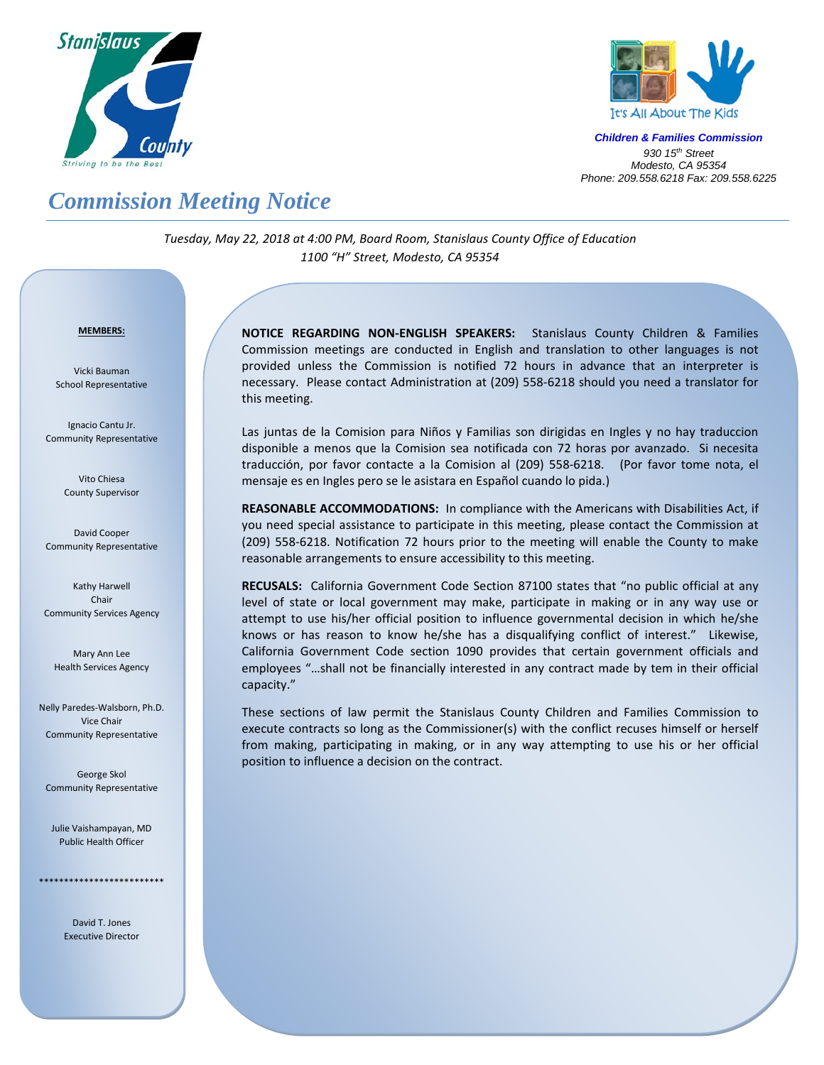Stanislaus County
Striving to be the Best

It's All About The Kids

***Children & Families Commission***
*930 15th Street*
*Modesto, CA 95354*
*Phone: 209.558.6218 Fax: 209.558.6225*

# *Commission Meeting Notice*

*Tuesday, May 22, 2018 at 4:00 PM, Board Room, Stanislaus County Office of Education*
*1100 "H" Street, Modesto, CA 95354*

**MEMBERS:**

Vicki Bauman
School Representative

Ignacio Cantu Jr.
Community Representative

Vito Chiesa
County Supervisor

David Cooper
Community Representative

Kathy Harwell
Chair
Community Services Agency

Mary Ann Lee
Health Services Agency

Nelly Paredes-Walsborn, Ph.D.
Vice Chair
Community Representative

George Skol
Community Representative

Julie Vaishampayan, MD
Public Health Officer

*************************

David T. Jones
Executive Director

**NOTICE REGARDING NON-ENGLISH SPEAKERS:** Stanislaus County Children & Families Commission meetings are conducted in English and translation to other languages is not provided unless the Commission is notified 72 hours in advance that an interpreter is necessary. Please contact Administration at (209) 558-6218 should you need a translator for this meeting.

Las juntas de la Comision para Niños y Familias son dirigidas en Ingles y no hay traduccion disponible a menos que la Comision sea notificada con 72 horas por avanzado. Si necesita traducción, por favor contacte a la Comision al (209) 558-6218. (Por favor tome nota, el mensaje es en Ingles pero se le asistara en Español cuando lo pida.)

**REASONABLE ACCOMMODATIONS:** In compliance with the Americans with Disabilities Act, if you need special assistance to participate in this meeting, please contact the Commission at (209) 558-6218. Notification 72 hours prior to the meeting will enable the County to make reasonable arrangements to ensure accessibility to this meeting.

**RECUSALS:** California Government Code Section 87100 states that "no public official at any level of state or local government may make, participate in making or in any way use or attempt to use his/her official position to influence governmental decision in which he/she knows or has reason to know he/she has a disqualifying conflict of interest." Likewise, California Government Code section 1090 provides that certain government officials and employees "…shall not be financially interested in any contract made by tem in their official capacity."

These sections of law permit the Stanislaus County Children and Families Commission to execute contracts so long as the Commissioner(s) with the conflict recuses himself or herself from making, participating in making, or in any way attempting to use his or her official position to influence a decision on the contract.